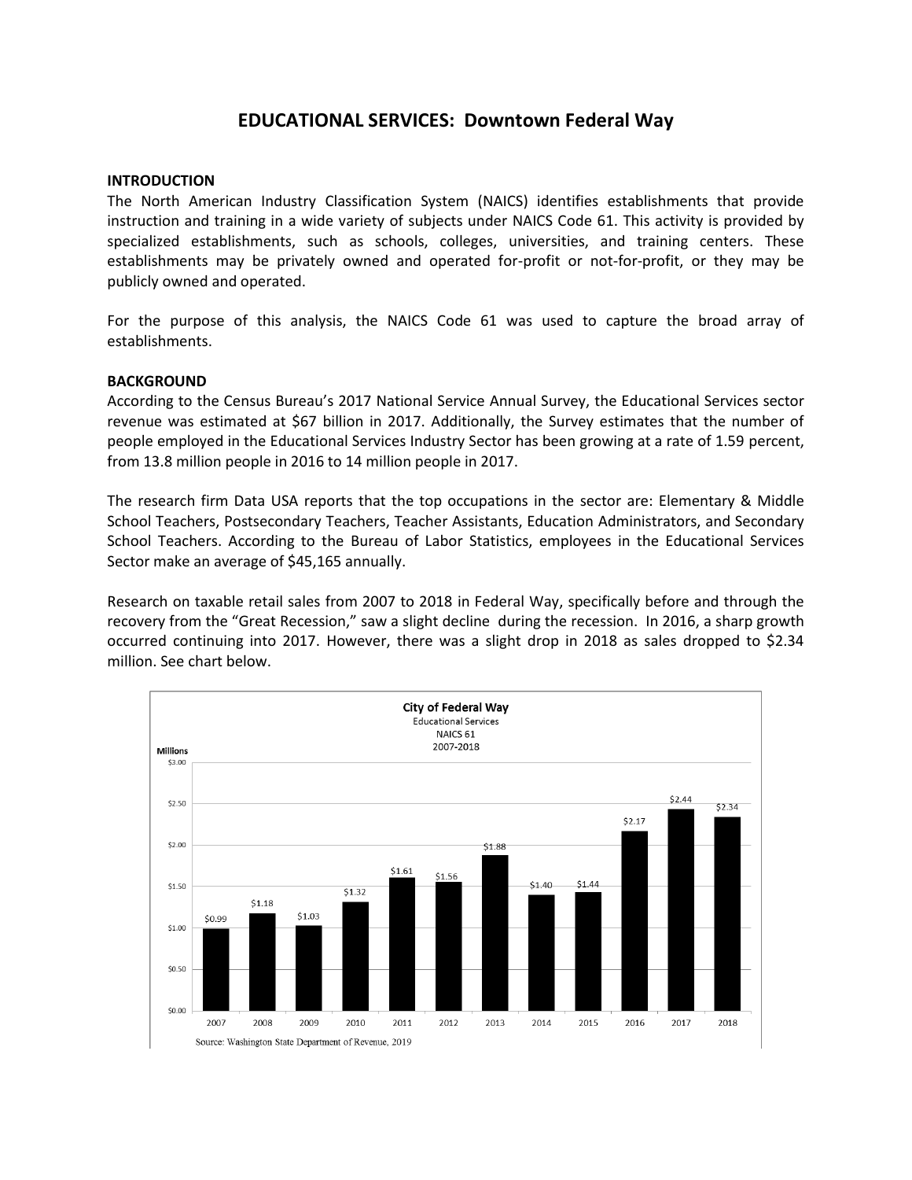# EDUCATIONAL SERVICES: Downtown Federal Way

## INTRODUCTION

The North American Industry Classification System (NAICS) identifies establishments that provide instruction and training in a wide variety of subjects under NAICS Code 61. This activity is provided by specialized establishments, such as schools, colleges, universities, and training centers. These establishments may be privately owned and operated for-profit or not-for-profit, or they may be publicly owned and operated.

For the purpose of this analysis, the NAICS Code 61 was used to capture the broad array of establishments.

## BACKGROUND

According to the Census Bureau's 2017 National Service Annual Survey, the Educational Services sector revenue was estimated at $67 billion in 2017. Additionally, the Survey estimates that the number of people employed in the Educational Services Industry Sector has been growing at a rate of 1.59 percent, from 13.8 million people in 2016 to 14 million people in 2017.

The research firm Data USA reports that the top occupations in the sector are: Elementary & Middle School Teachers, Postsecondary Teachers, Teacher Assistants, Education Administrators, and Secondary School Teachers. According to the Bureau of Labor Statistics, employees in the Educational Services Sector make an average of $45,165 annually.

Research on taxable retail sales from 2007 to 2018 in Federal Way, specifically before and through the recovery from the "Great Recession," saw a slight decline during the recession. In 2016, a sharp growth occurred continuing into 2017. However, there was a slight drop in 2018 as sales dropped to $2.34 million. See chart below.

**City of Federal Way**
Educational Services
NAICS 61
2007-2018

| Year | Millions |
|---|---|
| 2007 | $0.99 |
| 2008 | $1.18 |
| 2009 | $1.03 |
| 2010 | $1.32 |
| 2011 | $1.61 |
| 2012 | $1.56 |
| 2013 | $1.88 |
| 2014 | $1.40 |
| 2015 | $1.44 |
| 2016 | $2.17 |
| 2017 | $2.44 |
| 2018 | $2.34 |

Source: Washington State Department of Revenue, 2019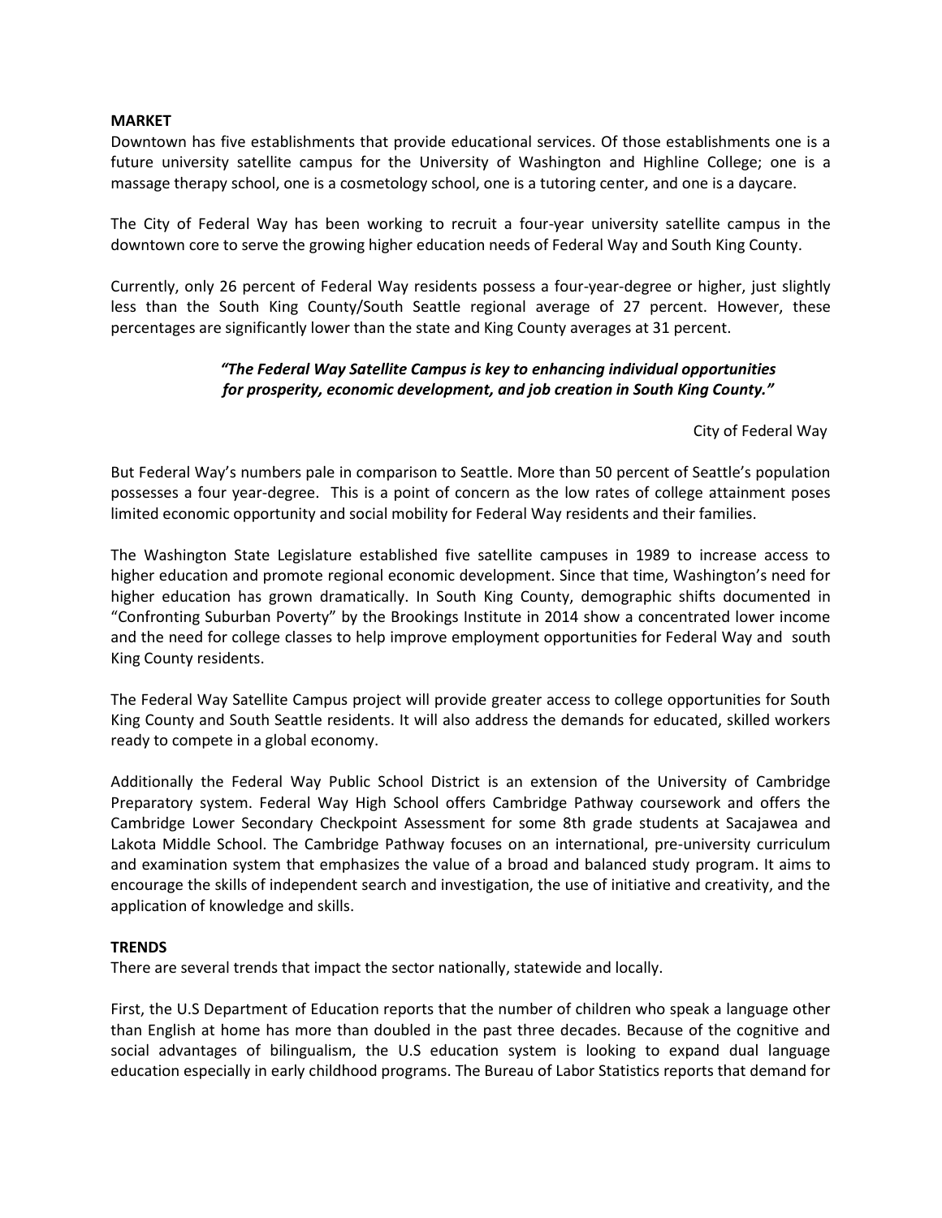**MARKET**

Downtown has five establishments that provide educational services. Of those establishments one is a future university satellite campus for the University of Washington and Highline College; one is a massage therapy school, one is a cosmetology school, one is a tutoring center, and one is a daycare.

The City of Federal Way has been working to recruit a four-year university satellite campus in the downtown core to serve the growing higher education needs of Federal Way and South King County.

Currently, only 26 percent of Federal Way residents possess a four-year-degree or higher, just slightly less than the South King County/South Seattle regional average of 27 percent. However, these percentages are significantly lower than the state and King County averages at 31 percent.

> ***"The Federal Way Satellite Campus is key to enhancing individual opportunities for prosperity, economic development, and job creation in South King County."***
>
> City of Federal Way

But Federal Way's numbers pale in comparison to Seattle. More than 50 percent of Seattle's population possesses a four year-degree. This is a point of concern as the low rates of college attainment poses limited economic opportunity and social mobility for Federal Way residents and their families.

The Washington State Legislature established five satellite campuses in 1989 to increase access to higher education and promote regional economic development. Since that time, Washington's need for higher education has grown dramatically. In South King County, demographic shifts documented in "Confronting Suburban Poverty" by the Brookings Institute in 2014 show a concentrated lower income and the need for college classes to help improve employment opportunities for Federal Way and south King County residents.

The Federal Way Satellite Campus project will provide greater access to college opportunities for South King County and South Seattle residents. It will also address the demands for educated, skilled workers ready to compete in a global economy.

Additionally the Federal Way Public School District is an extension of the University of Cambridge Preparatory system. Federal Way High School offers Cambridge Pathway coursework and offers the Cambridge Lower Secondary Checkpoint Assessment for some 8th grade students at Sacajawea and Lakota Middle School. The Cambridge Pathway focuses on an international, pre-university curriculum and examination system that emphasizes the value of a broad and balanced study program. It aims to encourage the skills of independent search and investigation, the use of initiative and creativity, and the application of knowledge and skills.

**TRENDS**

There are several trends that impact the sector nationally, statewide and locally.

First, the U.S Department of Education reports that the number of children who speak a language other than English at home has more than doubled in the past three decades. Because of the cognitive and social advantages of bilingualism, the U.S education system is looking to expand dual language education especially in early childhood programs. The Bureau of Labor Statistics reports that demand for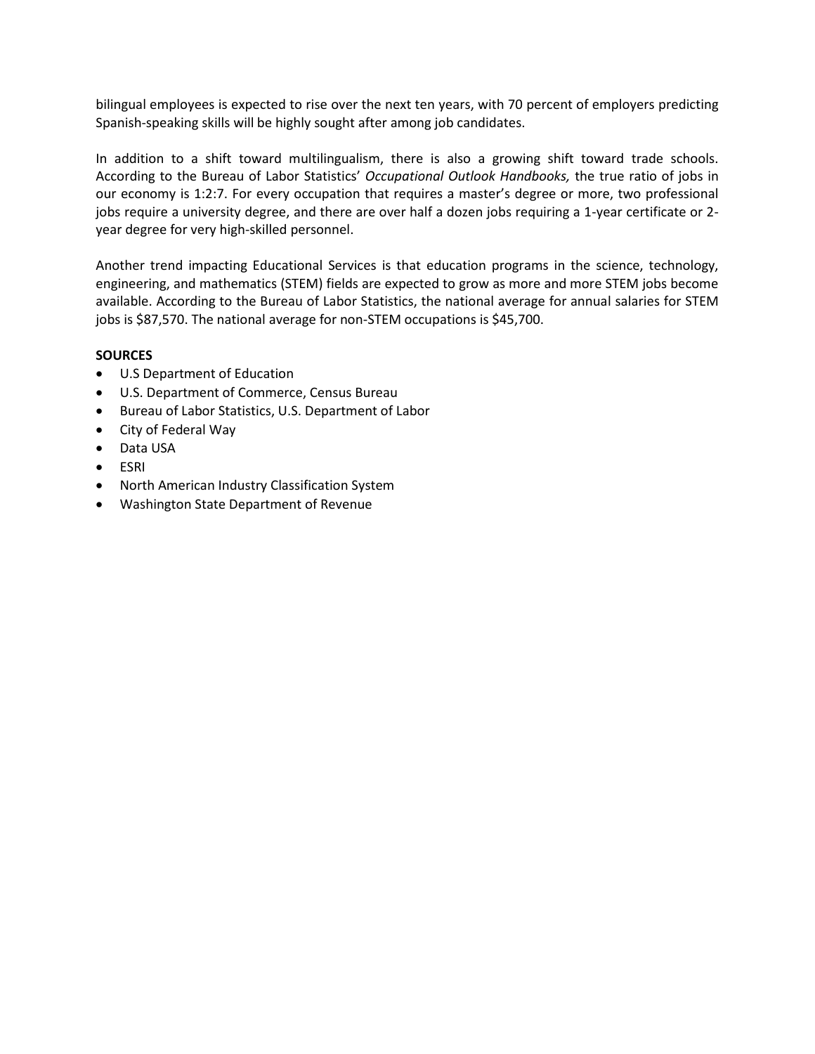bilingual employees is expected to rise over the next ten years, with 70 percent of employers predicting Spanish-speaking skills will be highly sought after among job candidates.

In addition to a shift toward multilingualism, there is also a growing shift toward trade schools. According to the Bureau of Labor Statistics' *Occupational Outlook Handbooks,* the true ratio of jobs in our economy is 1:2:7. For every occupation that requires a master's degree or more, two professional jobs require a university degree, and there are over half a dozen jobs requiring a 1-year certificate or 2-year degree for very high-skilled personnel.

Another trend impacting Educational Services is that education programs in the science, technology, engineering, and mathematics (STEM) fields are expected to grow as more and more STEM jobs become available. According to the Bureau of Labor Statistics, the national average for annual salaries for STEM jobs is $87,570. The national average for non-STEM occupations is $45,700.

**SOURCES**

- U.S Department of Education
- U.S. Department of Commerce, Census Bureau
- Bureau of Labor Statistics, U.S. Department of Labor
- City of Federal Way
- Data USA
- ESRI
- North American Industry Classification System
- Washington State Department of Revenue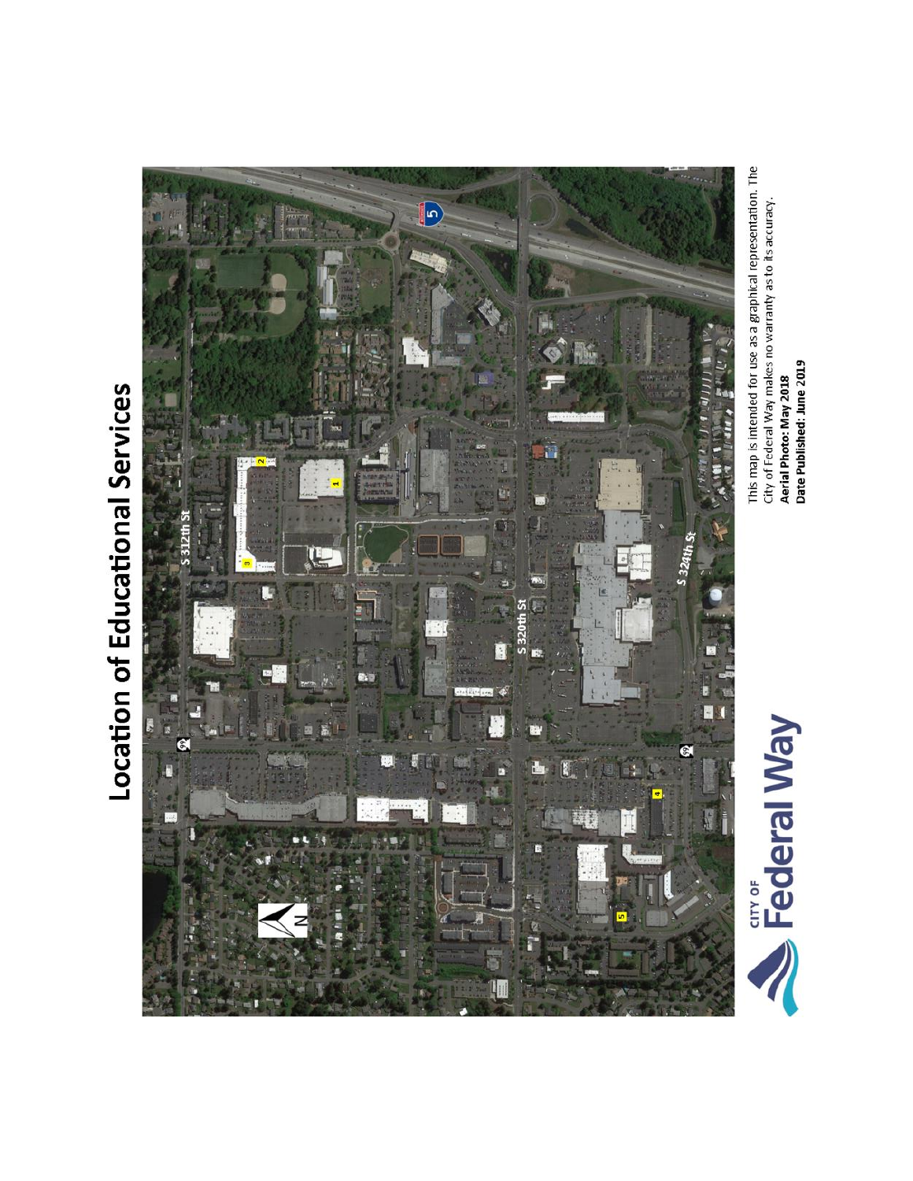# Location of Educational Services

This map is intended for use as a graphical representation. The City of Federal Way makes no warranty as to its accuracy.

**Aerial Photo: May 2018**

**Date Published: June 2019**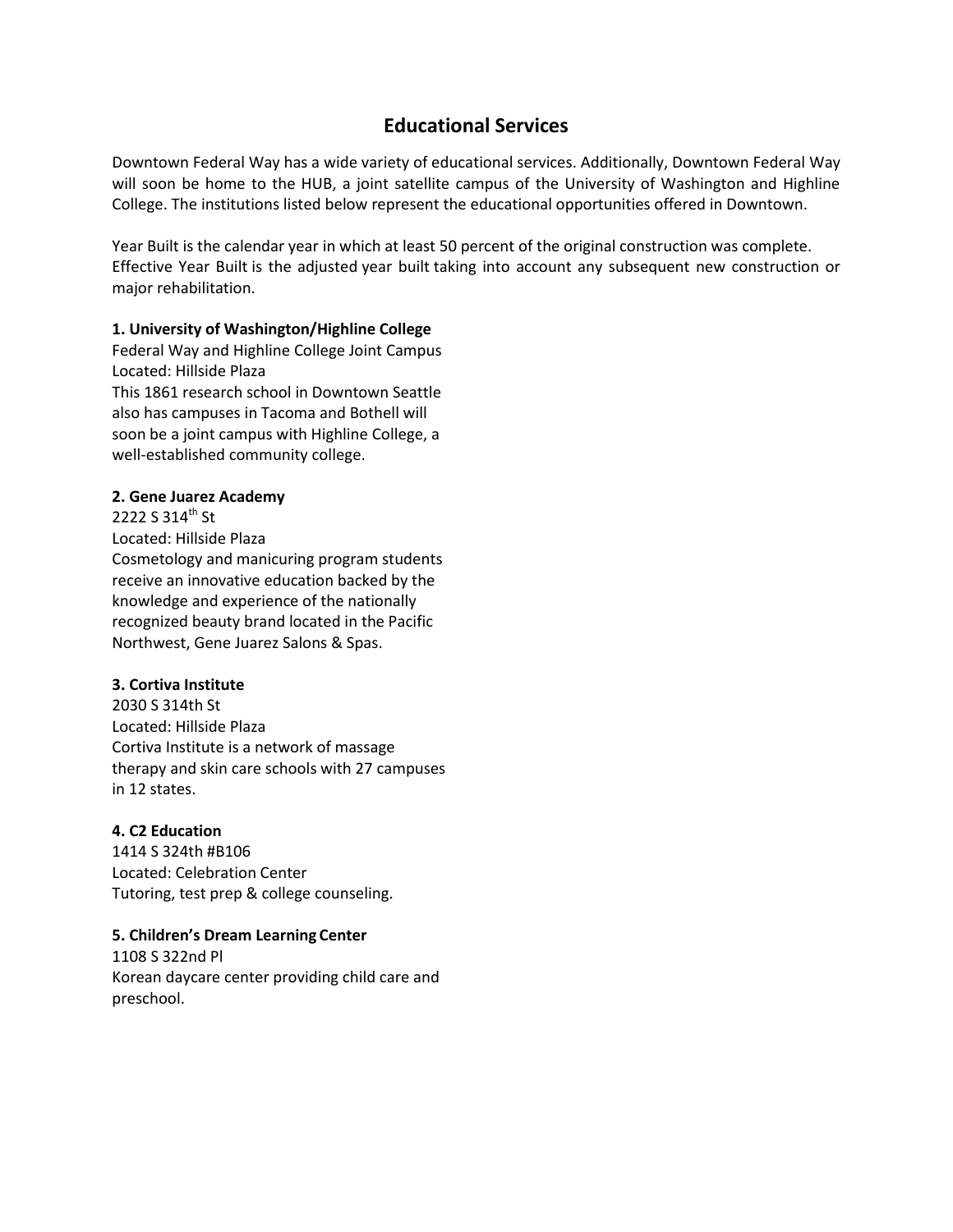## Educational Services

Downtown Federal Way has a wide variety of educational services. Additionally, Downtown Federal Way will soon be home to the HUB, a joint satellite campus of the University of Washington and Highline College. The institutions listed below represent the educational opportunities offered in Downtown.

Year Built is the calendar year in which at least 50 percent of the original construction was complete. Effective Year Built is the adjusted year built taking into account any subsequent new construction or major rehabilitation.

**1. University of Washington/Highline College**
Federal Way and Highline College Joint Campus
Located: Hillside Plaza
This 1861 research school in Downtown Seattle also has campuses in Tacoma and Bothell will soon be a joint campus with Highline College, a well-established community college.

**2. Gene Juarez Academy**
2222 S 314th St
Located: Hillside Plaza
Cosmetology and manicuring program students receive an innovative education backed by the knowledge and experience of the nationally recognized beauty brand located in the Pacific Northwest, Gene Juarez Salons & Spas.

**3. Cortiva Institute**
2030 S 314th St
Located: Hillside Plaza
Cortiva Institute is a network of massage therapy and skin care schools with 27 campuses in 12 states.

**4. C2 Education**
1414 S 324th #B106
Located: Celebration Center
Tutoring, test prep & college counseling.

**5. Children's Dream Learning Center**
1108 S 322nd Pl
Korean daycare center providing child care and preschool.